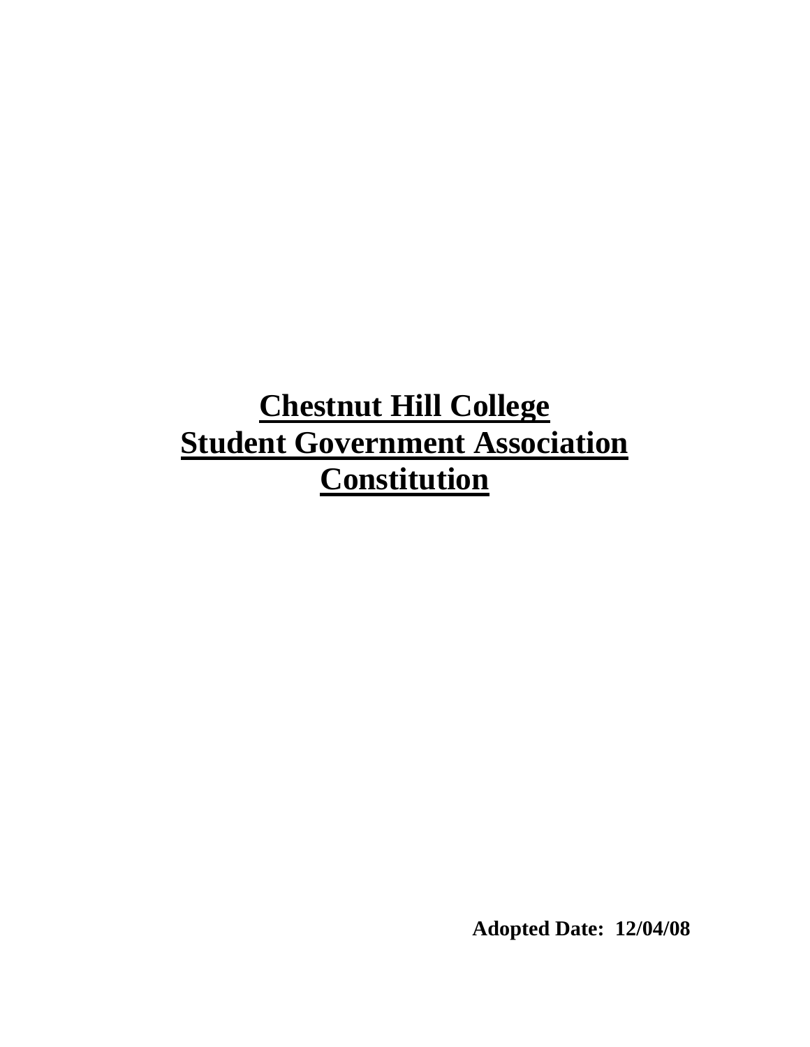# Chestnut Hill College
# Student Government Association
# Constitution

**Adopted Date: 12/04/08**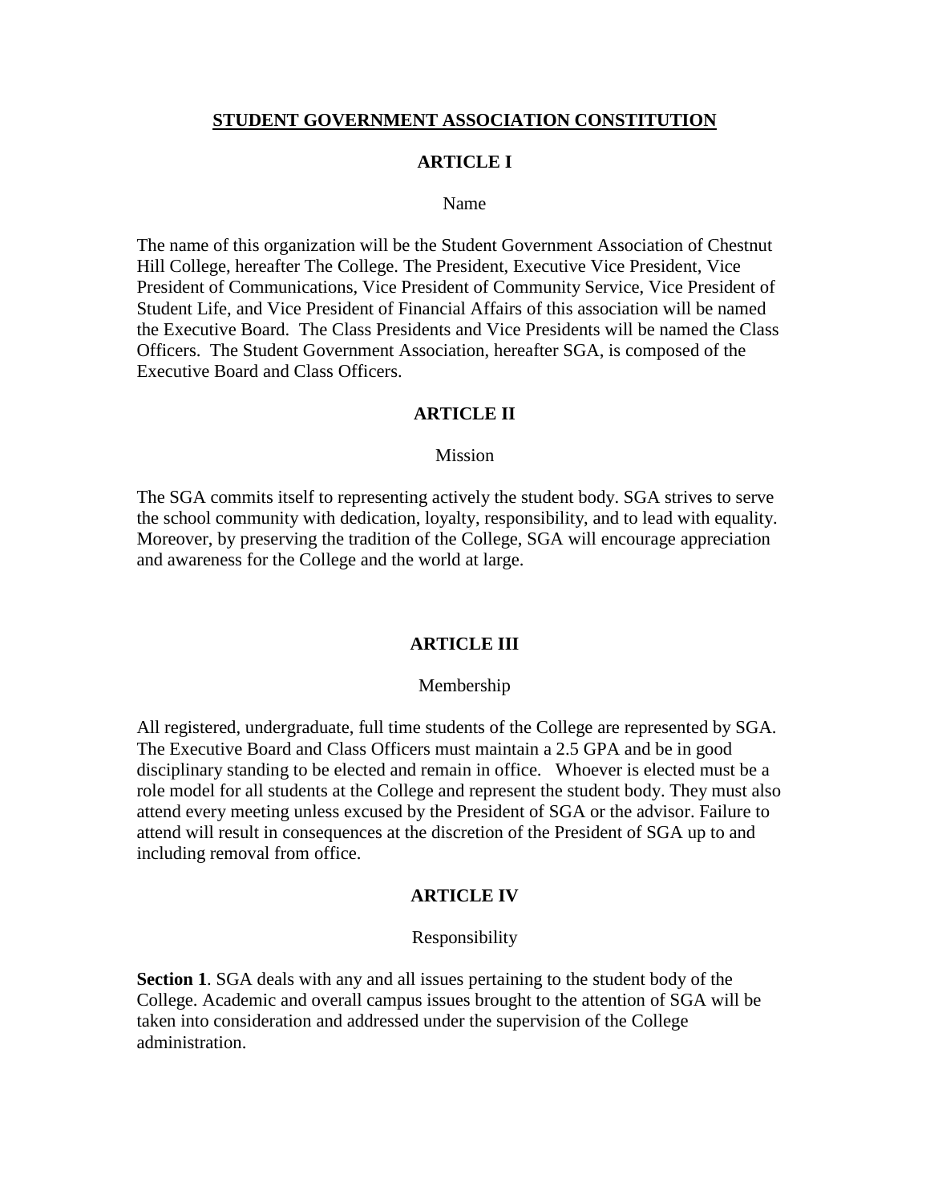# STUDENT GOVERNMENT ASSOCIATION CONSTITUTION

## ARTICLE I

Name

The name of this organization will be the Student Government Association of Chestnut Hill College, hereafter The College. The President, Executive Vice President, Vice President of Communications, Vice President of Community Service, Vice President of Student Life, and Vice President of Financial Affairs of this association will be named the Executive Board. The Class Presidents and Vice Presidents will be named the Class Officers. The Student Government Association, hereafter SGA, is composed of the Executive Board and Class Officers.

## ARTICLE II

Mission

The SGA commits itself to representing actively the student body. SGA strives to serve the school community with dedication, loyalty, responsibility, and to lead with equality. Moreover, by preserving the tradition of the College, SGA will encourage appreciation and awareness for the College and the world at large.

## ARTICLE III

Membership

All registered, undergraduate, full time students of the College are represented by SGA. The Executive Board and Class Officers must maintain a 2.5 GPA and be in good disciplinary standing to be elected and remain in office. Whoever is elected must be a role model for all students at the College and represent the student body. They must also attend every meeting unless excused by the President of SGA or the advisor. Failure to attend will result in consequences at the discretion of the President of SGA up to and including removal from office.

## ARTICLE IV

Responsibility

**Section 1**. SGA deals with any and all issues pertaining to the student body of the College. Academic and overall campus issues brought to the attention of SGA will be taken into consideration and addressed under the supervision of the College administration.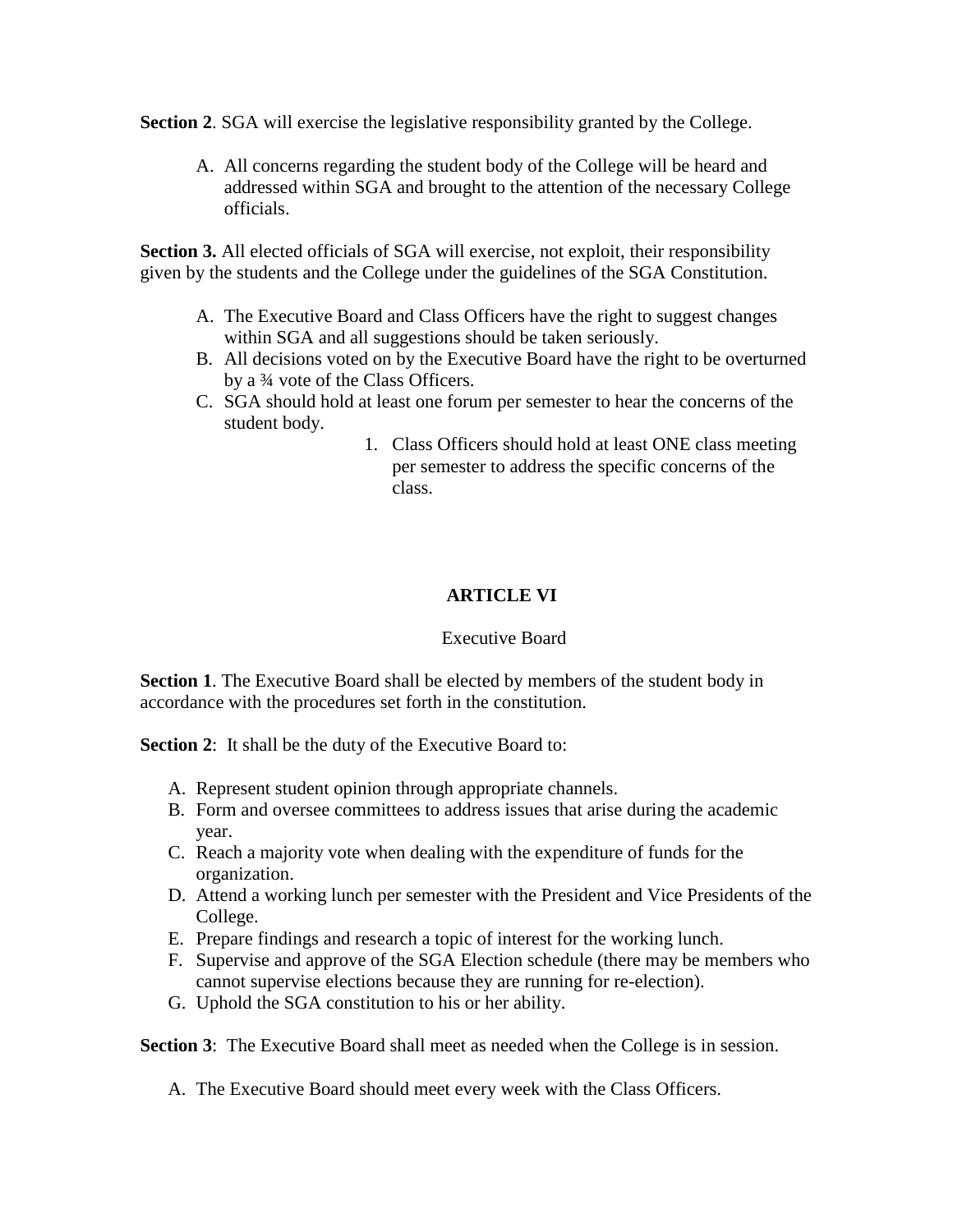**Section 2**. SGA will exercise the legislative responsibility granted by the College.

A. All concerns regarding the student body of the College will be heard and addressed within SGA and brought to the attention of the necessary College officials.

**Section 3.** All elected officials of SGA will exercise, not exploit, their responsibility given by the students and the College under the guidelines of the SGA Constitution.

A. The Executive Board and Class Officers have the right to suggest changes within SGA and all suggestions should be taken seriously.
B. All decisions voted on by the Executive Board have the right to be overturned by a ¾ vote of the Class Officers.
C. SGA should hold at least one forum per semester to hear the concerns of the student body.
    1. Class Officers should hold at least ONE class meeting per semester to address the specific concerns of the class.

## ARTICLE VI

Executive Board

**Section 1**. The Executive Board shall be elected by members of the student body in accordance with the procedures set forth in the constitution.

**Section 2**: It shall be the duty of the Executive Board to:

A. Represent student opinion through appropriate channels.
B. Form and oversee committees to address issues that arise during the academic year.
C. Reach a majority vote when dealing with the expenditure of funds for the organization.
D. Attend a working lunch per semester with the President and Vice Presidents of the College.
E. Prepare findings and research a topic of interest for the working lunch.
F. Supervise and approve of the SGA Election schedule (there may be members who cannot supervise elections because they are running for re-election).
G. Uphold the SGA constitution to his or her ability.

**Section 3**: The Executive Board shall meet as needed when the College is in session.

A. The Executive Board should meet every week with the Class Officers.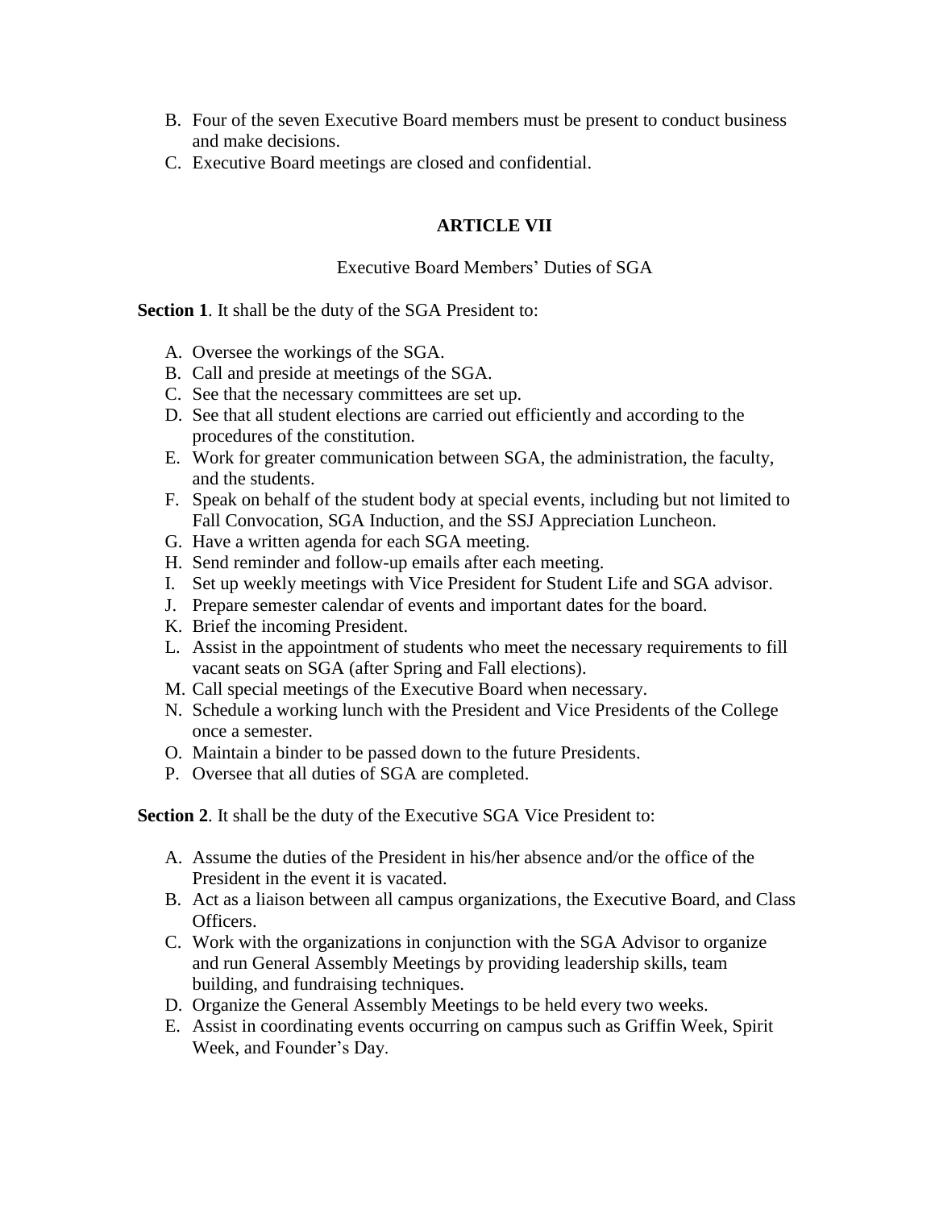B. Four of the seven Executive Board members must be present to conduct business and make decisions.
C. Executive Board meetings are closed and confidential.

## ARTICLE VII

Executive Board Members' Duties of SGA

**Section 1**. It shall be the duty of the SGA President to:

A. Oversee the workings of the SGA.
B. Call and preside at meetings of the SGA.
C. See that the necessary committees are set up.
D. See that all student elections are carried out efficiently and according to the procedures of the constitution.
E. Work for greater communication between SGA, the administration, the faculty, and the students.
F. Speak on behalf of the student body at special events, including but not limited to Fall Convocation, SGA Induction, and the SSJ Appreciation Luncheon.
G. Have a written agenda for each SGA meeting.
H. Send reminder and follow-up emails after each meeting.
I. Set up weekly meetings with Vice President for Student Life and SGA advisor.
J. Prepare semester calendar of events and important dates for the board.
K. Brief the incoming President.
L. Assist in the appointment of students who meet the necessary requirements to fill vacant seats on SGA (after Spring and Fall elections).
M. Call special meetings of the Executive Board when necessary.
N. Schedule a working lunch with the President and Vice Presidents of the College once a semester.
O. Maintain a binder to be passed down to the future Presidents.
P. Oversee that all duties of SGA are completed.

**Section 2**. It shall be the duty of the Executive SGA Vice President to:

A. Assume the duties of the President in his/her absence and/or the office of the President in the event it is vacated.
B. Act as a liaison between all campus organizations, the Executive Board, and Class Officers.
C. Work with the organizations in conjunction with the SGA Advisor to organize and run General Assembly Meetings by providing leadership skills, team building, and fundraising techniques.
D. Organize the General Assembly Meetings to be held every two weeks.
E. Assist in coordinating events occurring on campus such as Griffin Week, Spirit Week, and Founder's Day.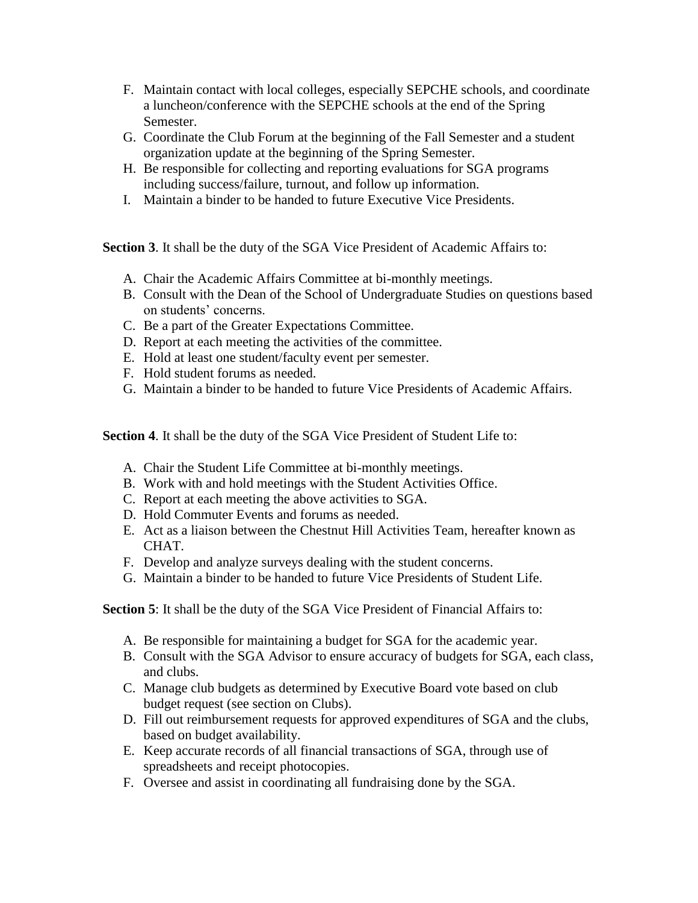F. Maintain contact with local colleges, especially SEPCHE schools, and coordinate a luncheon/conference with the SEPCHE schools at the end of the Spring Semester.
G. Coordinate the Club Forum at the beginning of the Fall Semester and a student organization update at the beginning of the Spring Semester.
H. Be responsible for collecting and reporting evaluations for SGA programs including success/failure, turnout, and follow up information.
I. Maintain a binder to be handed to future Executive Vice Presidents.

**Section 3**. It shall be the duty of the SGA Vice President of Academic Affairs to:

A. Chair the Academic Affairs Committee at bi-monthly meetings.
B. Consult with the Dean of the School of Undergraduate Studies on questions based on students' concerns.
C. Be a part of the Greater Expectations Committee.
D. Report at each meeting the activities of the committee.
E. Hold at least one student/faculty event per semester.
F. Hold student forums as needed.
G. Maintain a binder to be handed to future Vice Presidents of Academic Affairs.

**Section 4**. It shall be the duty of the SGA Vice President of Student Life to:

A. Chair the Student Life Committee at bi-monthly meetings.
B. Work with and hold meetings with the Student Activities Office.
C. Report at each meeting the above activities to SGA.
D. Hold Commuter Events and forums as needed.
E. Act as a liaison between the Chestnut Hill Activities Team, hereafter known as CHAT.
F. Develop and analyze surveys dealing with the student concerns.
G. Maintain a binder to be handed to future Vice Presidents of Student Life.

**Section 5**: It shall be the duty of the SGA Vice President of Financial Affairs to:

A. Be responsible for maintaining a budget for SGA for the academic year.
B. Consult with the SGA Advisor to ensure accuracy of budgets for SGA, each class, and clubs.
C. Manage club budgets as determined by Executive Board vote based on club budget request (see section on Clubs).
D. Fill out reimbursement requests for approved expenditures of SGA and the clubs, based on budget availability.
E. Keep accurate records of all financial transactions of SGA, through use of spreadsheets and receipt photocopies.
F. Oversee and assist in coordinating all fundraising done by the SGA.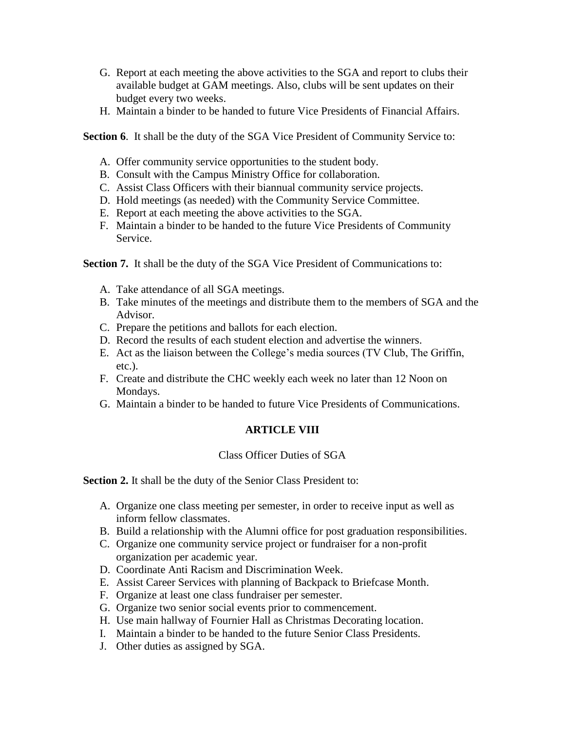G. Report at each meeting the above activities to the SGA and report to clubs their available budget at GAM meetings. Also, clubs will be sent updates on their budget every two weeks.
H. Maintain a binder to be handed to future Vice Presidents of Financial Affairs.

**Section 6**. It shall be the duty of the SGA Vice President of Community Service to:

A. Offer community service opportunities to the student body.
B. Consult with the Campus Ministry Office for collaboration.
C. Assist Class Officers with their biannual community service projects.
D. Hold meetings (as needed) with the Community Service Committee.
E. Report at each meeting the above activities to the SGA.
F. Maintain a binder to be handed to the future Vice Presidents of Community Service.

**Section 7.** It shall be the duty of the SGA Vice President of Communications to:

A. Take attendance of all SGA meetings.
B. Take minutes of the meetings and distribute them to the members of SGA and the Advisor.
C. Prepare the petitions and ballots for each election.
D. Record the results of each student election and advertise the winners.
E. Act as the liaison between the College's media sources (TV Club, The Griffin, etc.).
F. Create and distribute the CHC weekly each week no later than 12 Noon on Mondays.
G. Maintain a binder to be handed to future Vice Presidents of Communications.

## ARTICLE VIII

Class Officer Duties of SGA

**Section 2.** It shall be the duty of the Senior Class President to:

A. Organize one class meeting per semester, in order to receive input as well as inform fellow classmates.
B. Build a relationship with the Alumni office for post graduation responsibilities.
C. Organize one community service project or fundraiser for a non-profit organization per academic year.
D. Coordinate Anti Racism and Discrimination Week.
E. Assist Career Services with planning of Backpack to Briefcase Month.
F. Organize at least one class fundraiser per semester.
G. Organize two senior social events prior to commencement.
H. Use main hallway of Fournier Hall as Christmas Decorating location.
I. Maintain a binder to be handed to the future Senior Class Presidents.
J. Other duties as assigned by SGA.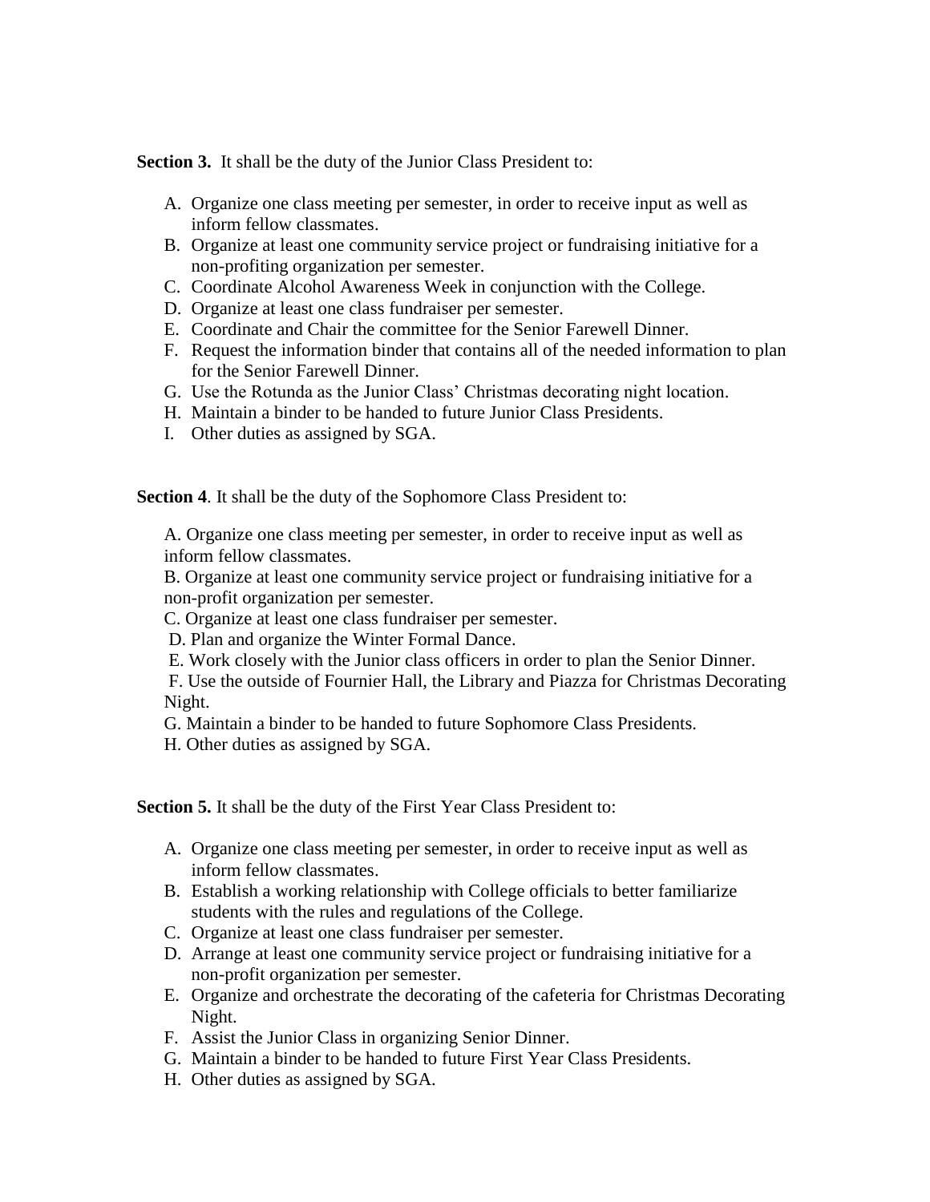**Section 3.** It shall be the duty of the Junior Class President to:

A. Organize one class meeting per semester, in order to receive input as well as inform fellow classmates.
B. Organize at least one community service project or fundraising initiative for a non-profiting organization per semester.
C. Coordinate Alcohol Awareness Week in conjunction with the College.
D. Organize at least one class fundraiser per semester.
E. Coordinate and Chair the committee for the Senior Farewell Dinner.
F. Request the information binder that contains all of the needed information to plan for the Senior Farewell Dinner.
G. Use the Rotunda as the Junior Class' Christmas decorating night location.
H. Maintain a binder to be handed to future Junior Class Presidents.
I. Other duties as assigned by SGA.

**Section 4**. It shall be the duty of the Sophomore Class President to:

A. Organize one class meeting per semester, in order to receive input as well as inform fellow classmates.
B. Organize at least one community service project or fundraising initiative for a non-profit organization per semester.
C. Organize at least one class fundraiser per semester.
D. Plan and organize the Winter Formal Dance.
E. Work closely with the Junior class officers in order to plan the Senior Dinner.
F. Use the outside of Fournier Hall, the Library and Piazza for Christmas Decorating Night.
G. Maintain a binder to be handed to future Sophomore Class Presidents.
H. Other duties as assigned by SGA.

**Section 5.** It shall be the duty of the First Year Class President to:

A. Organize one class meeting per semester, in order to receive input as well as inform fellow classmates.
B. Establish a working relationship with College officials to better familiarize students with the rules and regulations of the College.
C. Organize at least one class fundraiser per semester.
D. Arrange at least one community service project or fundraising initiative for a non-profit organization per semester.
E. Organize and orchestrate the decorating of the cafeteria for Christmas Decorating Night.
F. Assist the Junior Class in organizing Senior Dinner.
G. Maintain a binder to be handed to future First Year Class Presidents.
H. Other duties as assigned by SGA.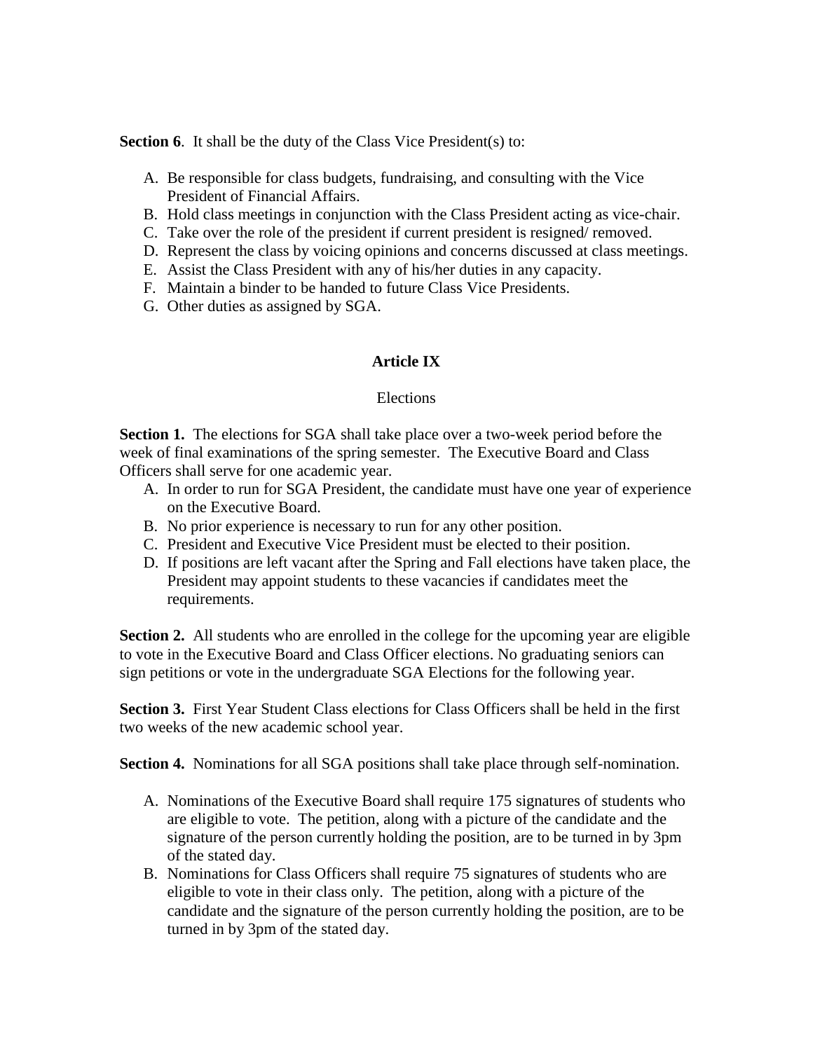**Section 6**. It shall be the duty of the Class Vice President(s) to:

A. Be responsible for class budgets, fundraising, and consulting with the Vice President of Financial Affairs.
B. Hold class meetings in conjunction with the Class President acting as vice-chair.
C. Take over the role of the president if current president is resigned/ removed.
D. Represent the class by voicing opinions and concerns discussed at class meetings.
E. Assist the Class President with any of his/her duties in any capacity.
F. Maintain a binder to be handed to future Class Vice Presidents.
G. Other duties as assigned by SGA.

## Article IX

### Elections

**Section 1.** The elections for SGA shall take place over a two-week period before the week of final examinations of the spring semester. The Executive Board and Class Officers shall serve for one academic year.

A. In order to run for SGA President, the candidate must have one year of experience on the Executive Board.
B. No prior experience is necessary to run for any other position.
C. President and Executive Vice President must be elected to their position.
D. If positions are left vacant after the Spring and Fall elections have taken place, the President may appoint students to these vacancies if candidates meet the requirements.

**Section 2.** All students who are enrolled in the college for the upcoming year are eligible to vote in the Executive Board and Class Officer elections. No graduating seniors can sign petitions or vote in the undergraduate SGA Elections for the following year.

**Section 3.** First Year Student Class elections for Class Officers shall be held in the first two weeks of the new academic school year.

**Section 4.** Nominations for all SGA positions shall take place through self-nomination.

A. Nominations of the Executive Board shall require 175 signatures of students who are eligible to vote. The petition, along with a picture of the candidate and the signature of the person currently holding the position, are to be turned in by 3pm of the stated day.
B. Nominations for Class Officers shall require 75 signatures of students who are eligible to vote in their class only. The petition, along with a picture of the candidate and the signature of the person currently holding the position, are to be turned in by 3pm of the stated day.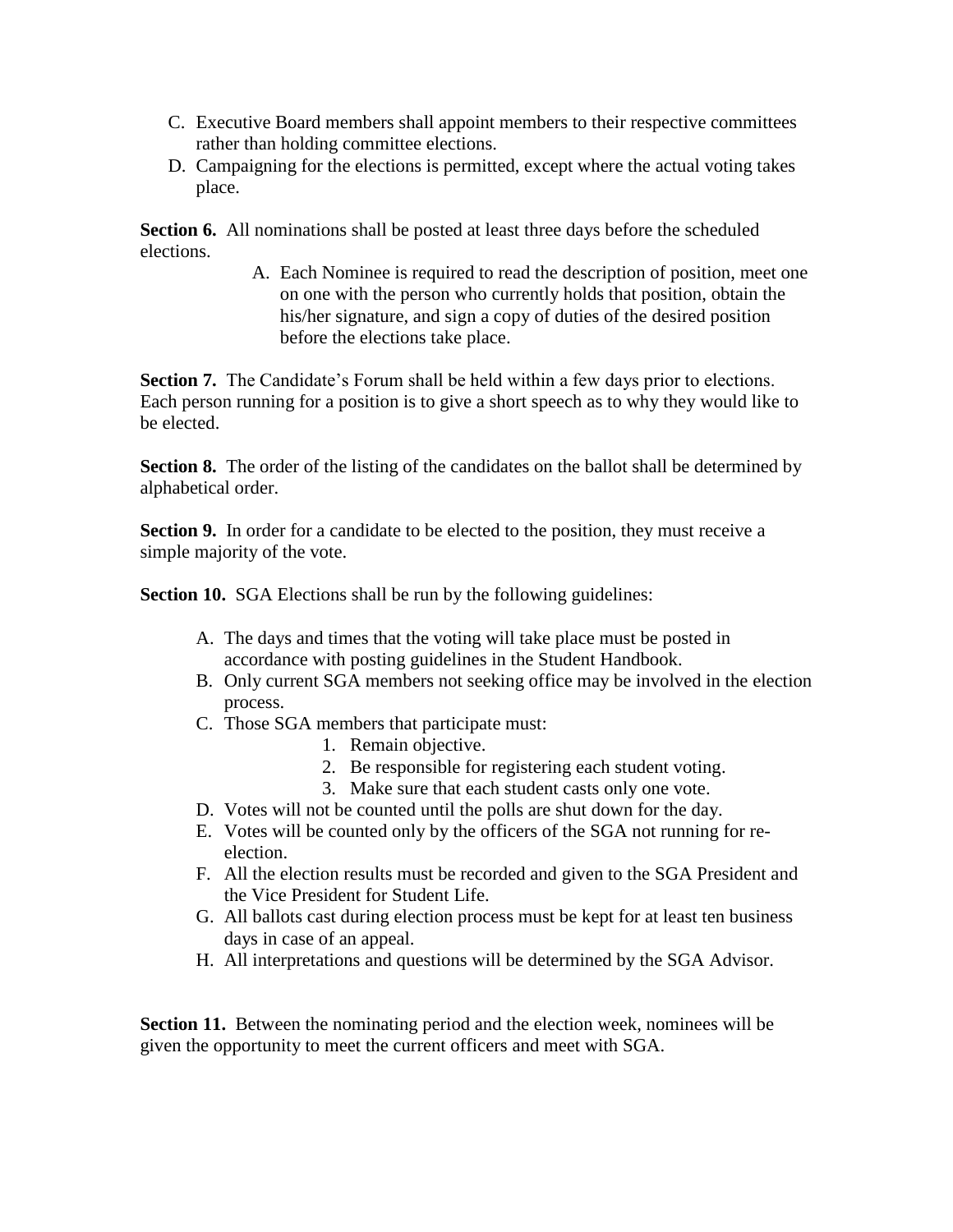C. Executive Board members shall appoint members to their respective committees rather than holding committee elections.
D. Campaigning for the elections is permitted, except where the actual voting takes place.

**Section 6.** All nominations shall be posted at least three days before the scheduled elections.

A. Each Nominee is required to read the description of position, meet one on one with the person who currently holds that position, obtain the his/her signature, and sign a copy of duties of the desired position before the elections take place.

**Section 7.** The Candidate's Forum shall be held within a few days prior to elections. Each person running for a position is to give a short speech as to why they would like to be elected.

**Section 8.** The order of the listing of the candidates on the ballot shall be determined by alphabetical order.

**Section 9.** In order for a candidate to be elected to the position, they must receive a simple majority of the vote.

**Section 10.** SGA Elections shall be run by the following guidelines:

A. The days and times that the voting will take place must be posted in accordance with posting guidelines in the Student Handbook.
B. Only current SGA members not seeking office may be involved in the election process.
C. Those SGA members that participate must:
    1. Remain objective.
    2. Be responsible for registering each student voting.
    3. Make sure that each student casts only one vote.
D. Votes will not be counted until the polls are shut down for the day.
E. Votes will be counted only by the officers of the SGA not running for re-election.
F. All the election results must be recorded and given to the SGA President and the Vice President for Student Life.
G. All ballots cast during election process must be kept for at least ten business days in case of an appeal.
H. All interpretations and questions will be determined by the SGA Advisor.

**Section 11.** Between the nominating period and the election week, nominees will be given the opportunity to meet the current officers and meet with SGA.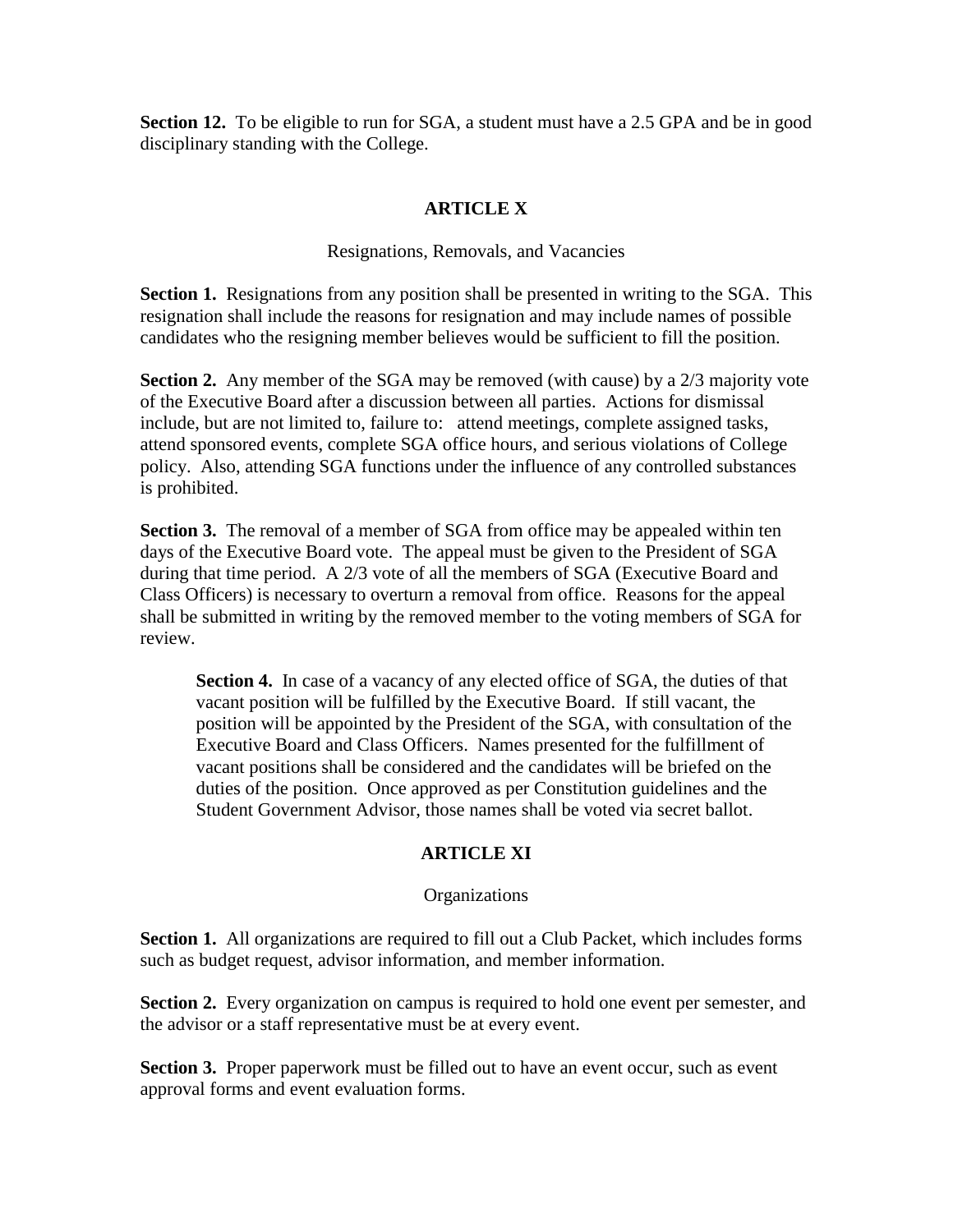**Section 12.** To be eligible to run for SGA, a student must have a 2.5 GPA and be in good disciplinary standing with the College.

## ARTICLE X

Resignations, Removals, and Vacancies

**Section 1.** Resignations from any position shall be presented in writing to the SGA. This resignation shall include the reasons for resignation and may include names of possible candidates who the resigning member believes would be sufficient to fill the position.

**Section 2.** Any member of the SGA may be removed (with cause) by a 2/3 majority vote of the Executive Board after a discussion between all parties. Actions for dismissal include, but are not limited to, failure to: attend meetings, complete assigned tasks, attend sponsored events, complete SGA office hours, and serious violations of College policy. Also, attending SGA functions under the influence of any controlled substances is prohibited.

**Section 3.** The removal of a member of SGA from office may be appealed within ten days of the Executive Board vote. The appeal must be given to the President of SGA during that time period. A 2/3 vote of all the members of SGA (Executive Board and Class Officers) is necessary to overturn a removal from office. Reasons for the appeal shall be submitted in writing by the removed member to the voting members of SGA for review.

> **Section 4.** In case of a vacancy of any elected office of SGA, the duties of that vacant position will be fulfilled by the Executive Board. If still vacant, the position will be appointed by the President of the SGA, with consultation of the Executive Board and Class Officers. Names presented for the fulfillment of vacant positions shall be considered and the candidates will be briefed on the duties of the position. Once approved as per Constitution guidelines and the Student Government Advisor, those names shall be voted via secret ballot.

## ARTICLE XI

Organizations

**Section 1.** All organizations are required to fill out a Club Packet, which includes forms such as budget request, advisor information, and member information.

**Section 2.** Every organization on campus is required to hold one event per semester, and the advisor or a staff representative must be at every event.

**Section 3.** Proper paperwork must be filled out to have an event occur, such as event approval forms and event evaluation forms.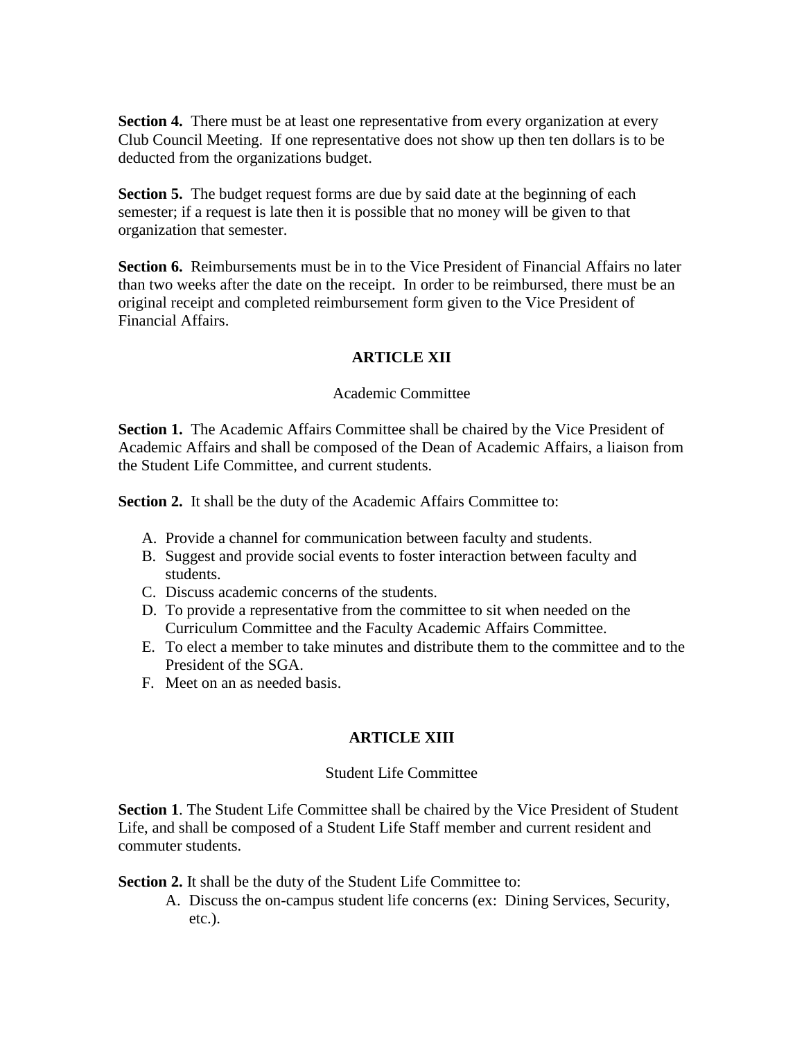**Section 4.** There must be at least one representative from every organization at every Club Council Meeting. If one representative does not show up then ten dollars is to be deducted from the organizations budget.

**Section 5.** The budget request forms are due by said date at the beginning of each semester; if a request is late then it is possible that no money will be given to that organization that semester.

**Section 6.** Reimbursements must be in to the Vice President of Financial Affairs no later than two weeks after the date on the receipt. In order to be reimbursed, there must be an original receipt and completed reimbursement form given to the Vice President of Financial Affairs.

## ARTICLE XII

### Academic Committee

**Section 1.** The Academic Affairs Committee shall be chaired by the Vice President of Academic Affairs and shall be composed of the Dean of Academic Affairs, a liaison from the Student Life Committee, and current students.

**Section 2.** It shall be the duty of the Academic Affairs Committee to:

A. Provide a channel for communication between faculty and students.
B. Suggest and provide social events to foster interaction between faculty and students.
C. Discuss academic concerns of the students.
D. To provide a representative from the committee to sit when needed on the Curriculum Committee and the Faculty Academic Affairs Committee.
E. To elect a member to take minutes and distribute them to the committee and to the President of the SGA.
F. Meet on an as needed basis.

## ARTICLE XIII

### Student Life Committee

**Section 1**. The Student Life Committee shall be chaired by the Vice President of Student Life, and shall be composed of a Student Life Staff member and current resident and commuter students.

**Section 2.** It shall be the duty of the Student Life Committee to:

A. Discuss the on-campus student life concerns (ex: Dining Services, Security, etc.).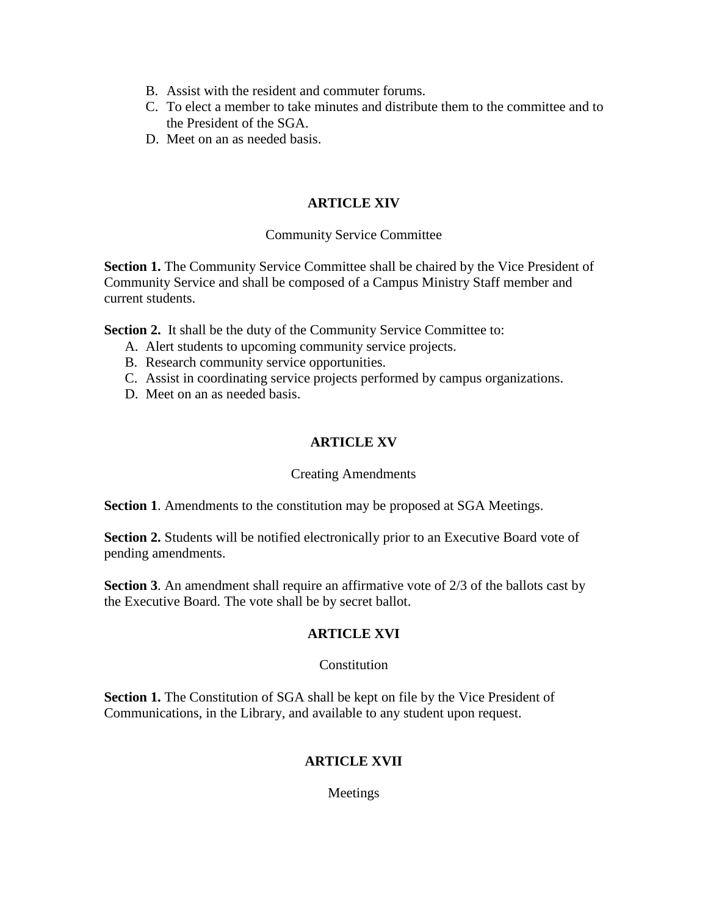B. Assist with the resident and commuter forums.
C. To elect a member to take minutes and distribute them to the committee and to the President of the SGA.
D. Meet on an as needed basis.

## ARTICLE XIV

Community Service Committee

**Section 1.** The Community Service Committee shall be chaired by the Vice President of Community Service and shall be composed of a Campus Ministry Staff member and current students.

**Section 2.** It shall be the duty of the Community Service Committee to:

A. Alert students to upcoming community service projects.
B. Research community service opportunities.
C. Assist in coordinating service projects performed by campus organizations.
D. Meet on an as needed basis.

## ARTICLE XV

Creating Amendments

**Section 1**. Amendments to the constitution may be proposed at SGA Meetings.

**Section 2.** Students will be notified electronically prior to an Executive Board vote of pending amendments.

**Section 3**. An amendment shall require an affirmative vote of 2/3 of the ballots cast by the Executive Board. The vote shall be by secret ballot.

## ARTICLE XVI

Constitution

**Section 1.** The Constitution of SGA shall be kept on file by the Vice President of Communications, in the Library, and available to any student upon request.

## ARTICLE XVII

Meetings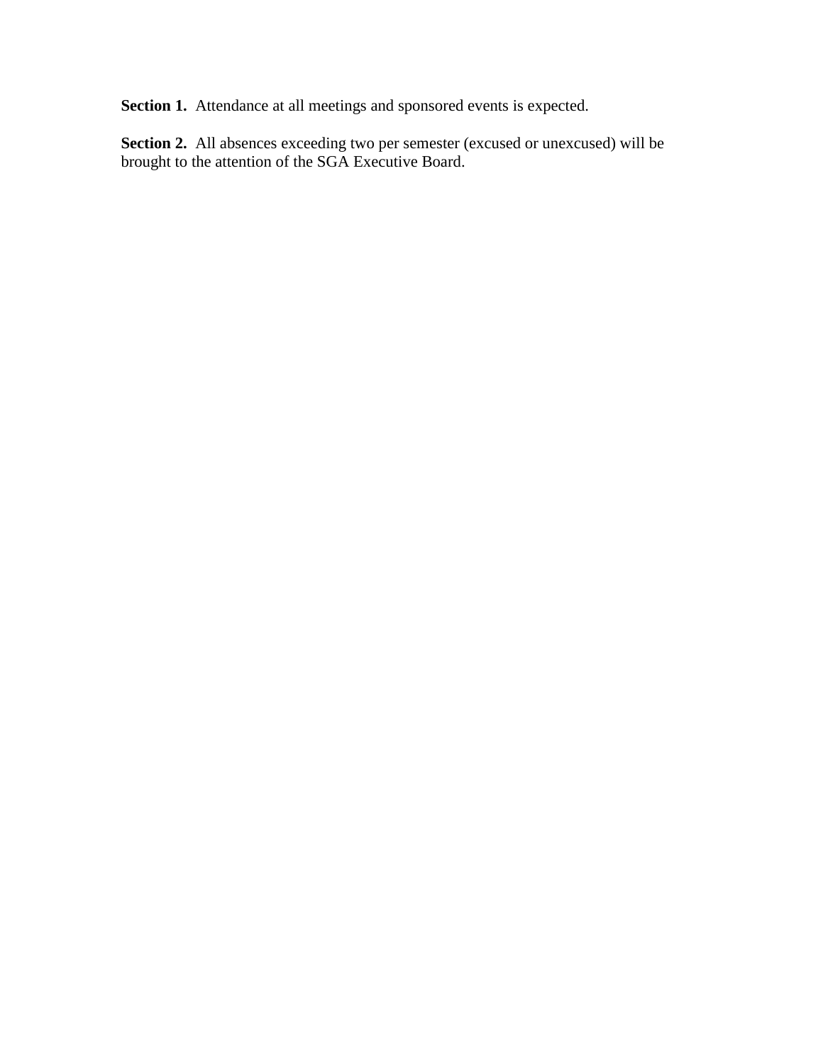**Section 1.** Attendance at all meetings and sponsored events is expected.

**Section 2.** All absences exceeding two per semester (excused or unexcused) will be brought to the attention of the SGA Executive Board.